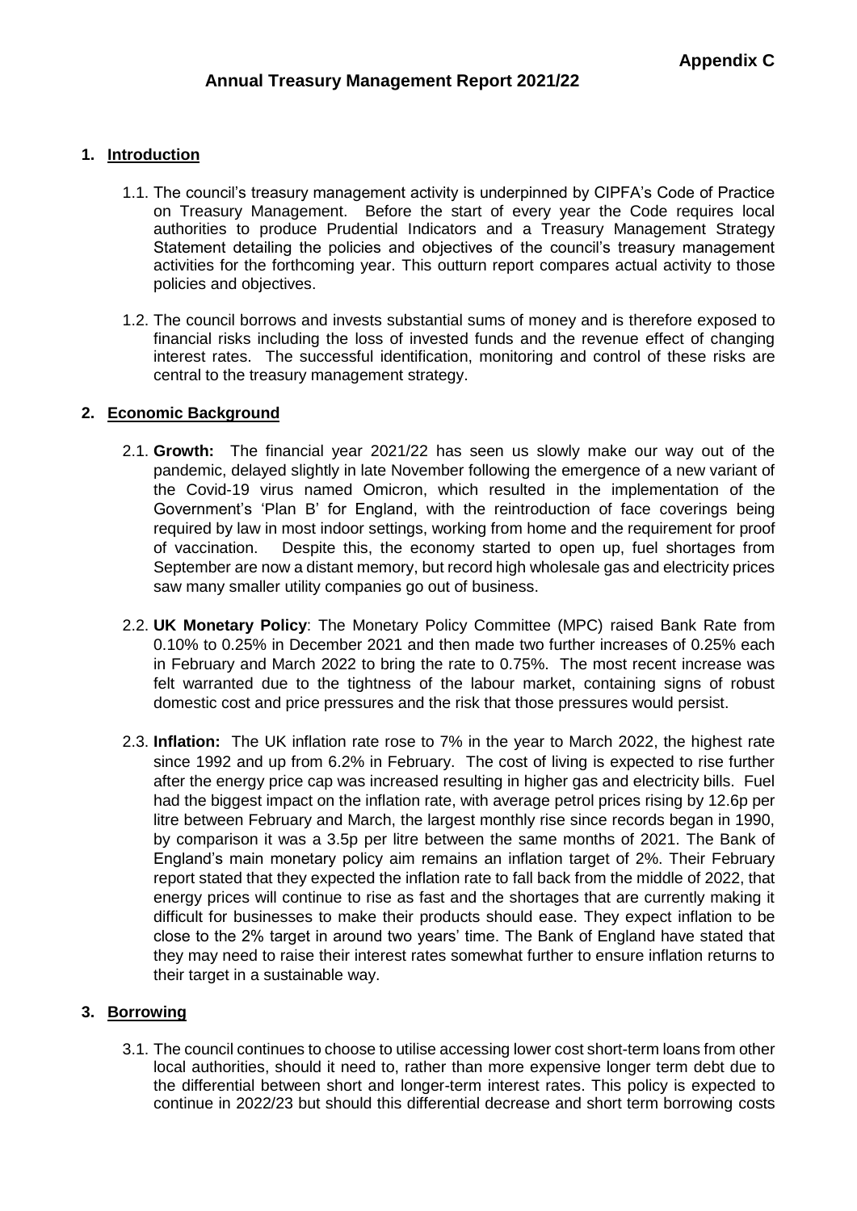**Appendix C**

# Annual Treasury Management Report 2021/22

## 1. Introduction

1.1. The council's treasury management activity is underpinned by CIPFA's Code of Practice on Treasury Management. Before the start of every year the Code requires local authorities to produce Prudential Indicators and a Treasury Management Strategy Statement detailing the policies and objectives of the council's treasury management activities for the forthcoming year. This outturn report compares actual activity to those policies and objectives.

1.2. The council borrows and invests substantial sums of money and is therefore exposed to financial risks including the loss of invested funds and the revenue effect of changing interest rates. The successful identification, monitoring and control of these risks are central to the treasury management strategy.

## 2. Economic Background

2.1. **Growth:** The financial year 2021/22 has seen us slowly make our way out of the pandemic, delayed slightly in late November following the emergence of a new variant of the Covid-19 virus named Omicron, which resulted in the implementation of the Government's 'Plan B' for England, with the reintroduction of face coverings being required by law in most indoor settings, working from home and the requirement for proof of vaccination. Despite this, the economy started to open up, fuel shortages from September are now a distant memory, but record high wholesale gas and electricity prices saw many smaller utility companies go out of business.

2.2. **UK Monetary Policy**: The Monetary Policy Committee (MPC) raised Bank Rate from 0.10% to 0.25% in December 2021 and then made two further increases of 0.25% each in February and March 2022 to bring the rate to 0.75%. The most recent increase was felt warranted due to the tightness of the labour market, containing signs of robust domestic cost and price pressures and the risk that those pressures would persist.

2.3. **Inflation:** The UK inflation rate rose to 7% in the year to March 2022, the highest rate since 1992 and up from 6.2% in February. The cost of living is expected to rise further after the energy price cap was increased resulting in higher gas and electricity bills. Fuel had the biggest impact on the inflation rate, with average petrol prices rising by 12.6p per litre between February and March, the largest monthly rise since records began in 1990, by comparison it was a 3.5p per litre between the same months of 2021. The Bank of England's main monetary policy aim remains an inflation target of 2%. Their February report stated that they expected the inflation rate to fall back from the middle of 2022, that energy prices will continue to rise as fast and the shortages that are currently making it difficult for businesses to make their products should ease. They expect inflation to be close to the 2% target in around two years' time. The Bank of England have stated that they may need to raise their interest rates somewhat further to ensure inflation returns to their target in a sustainable way.

## 3. Borrowing

3.1. The council continues to choose to utilise accessing lower cost short-term loans from other local authorities, should it need to, rather than more expensive longer term debt due to the differential between short and longer-term interest rates. This policy is expected to continue in 2022/23 but should this differential decrease and short term borrowing costs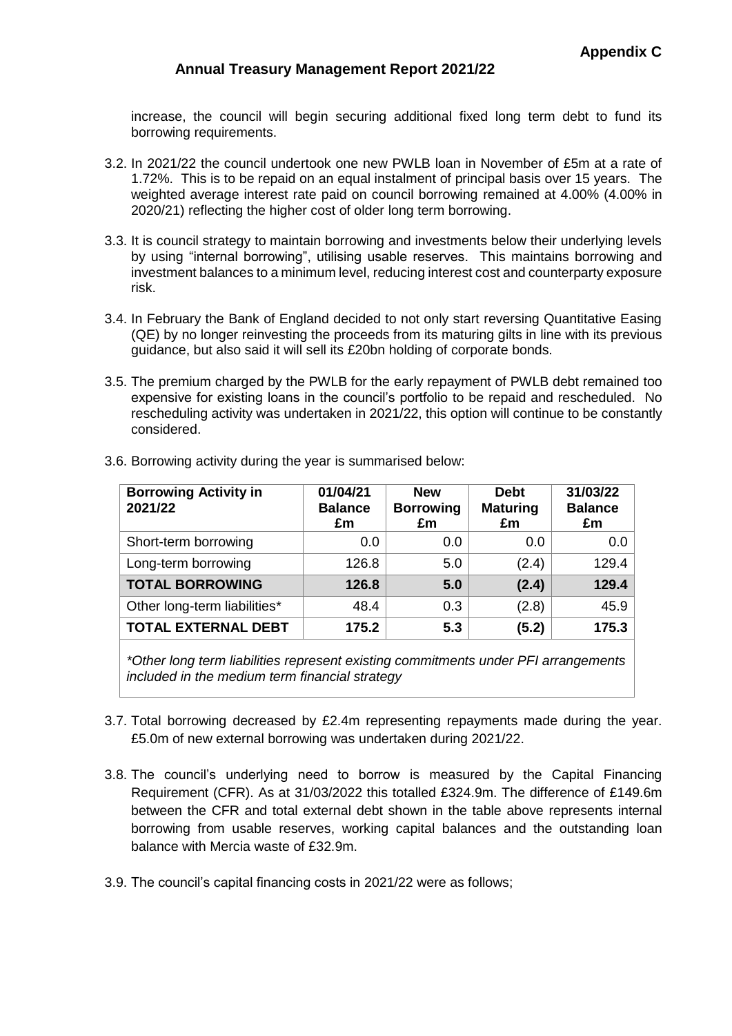increase, the council will begin securing additional fixed long term debt to fund its borrowing requirements.

3.2. In 2021/22 the council undertook one new PWLB loan in November of £5m at a rate of 1.72%. This is to be repaid on an equal instalment of principal basis over 15 years. The weighted average interest rate paid on council borrowing remained at 4.00% (4.00% in 2020/21) reflecting the higher cost of older long term borrowing.

3.3. It is council strategy to maintain borrowing and investments below their underlying levels by using "internal borrowing", utilising usable reserves. This maintains borrowing and investment balances to a minimum level, reducing interest cost and counterparty exposure risk.

3.4. In February the Bank of England decided to not only start reversing Quantitative Easing (QE) by no longer reinvesting the proceeds from its maturing gilts in line with its previous guidance, but also said it will sell its £20bn holding of corporate bonds.

3.5. The premium charged by the PWLB for the early repayment of PWLB debt remained too expensive for existing loans in the council's portfolio to be repaid and rescheduled. No rescheduling activity was undertaken in 2021/22, this option will continue to be constantly considered.

3.6. Borrowing activity during the year is summarised below:

| Borrowing Activity in 2021/22 | 01/04/21 Balance £m | New Borrowing £m | Debt Maturing £m | 31/03/22 Balance £m |
|---|---|---|---|---|
| Short-term borrowing | 0.0 | 0.0 | 0.0 | 0.0 |
| Long-term borrowing | 126.8 | 5.0 | (2.4) | 129.4 |
| **TOTAL BORROWING** | **126.8** | **5.0** | **(2.4)** | **129.4** |
| Other long-term liabilities* | 48.4 | 0.3 | (2.8) | 45.9 |
| **TOTAL EXTERNAL DEBT** | **175.2** | **5.3** | **(5.2)** | **175.3** |

*\*Other long term liabilities represent existing commitments under PFI arrangements included in the medium term financial strategy*

3.7. Total borrowing decreased by £2.4m representing repayments made during the year. £5.0m of new external borrowing was undertaken during 2021/22.

3.8. The council's underlying need to borrow is measured by the Capital Financing Requirement (CFR). As at 31/03/2022 this totalled £324.9m. The difference of £149.6m between the CFR and total external debt shown in the table above represents internal borrowing from usable reserves, working capital balances and the outstanding loan balance with Mercia waste of £32.9m.

3.9. The council's capital financing costs in 2021/22 were as follows;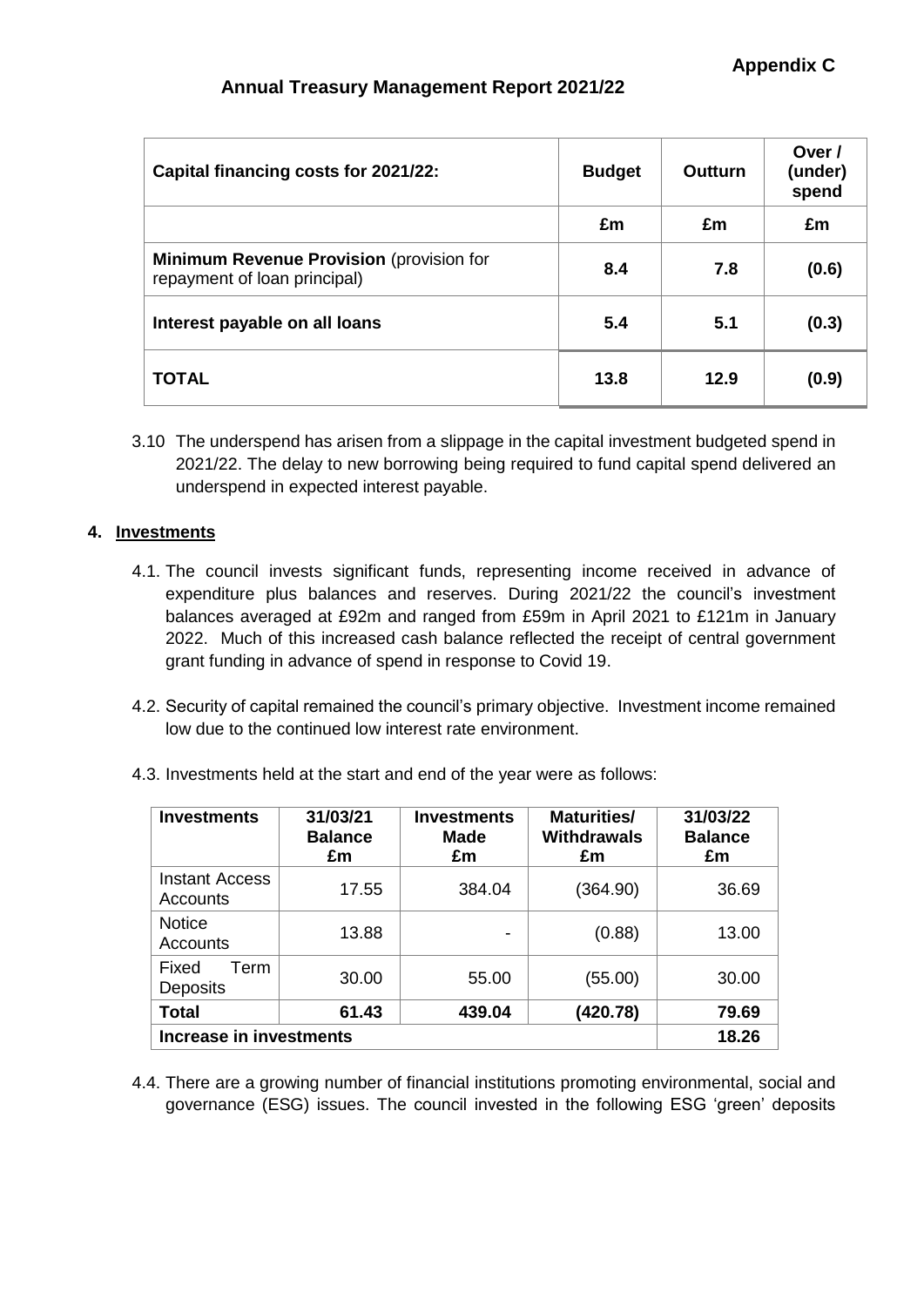**Appendix C**

**Annual Treasury Management Report 2021/22**

| Capital financing costs for 2021/22: | Budget | Outturn | Over / (under) spend |
|---|---|---|---|
| | £m | £m | £m |
| **Minimum Revenue Provision** (provision for repayment of loan principal) | **8.4** | **7.8** | **(0.6)** |
| **Interest payable on all loans** | **5.4** | **5.1** | **(0.3)** |
| **TOTAL** | **13.8** | **12.9** | **(0.9)** |

3.10 The underspend has arisen from a slippage in the capital investment budgeted spend in 2021/22. The delay to new borrowing being required to fund capital spend delivered an underspend in expected interest payable.

## 4. Investments

4.1. The council invests significant funds, representing income received in advance of expenditure plus balances and reserves. During 2021/22 the council's investment balances averaged at £92m and ranged from £59m in April 2021 to £121m in January 2022. Much of this increased cash balance reflected the receipt of central government grant funding in advance of spend in response to Covid 19.

4.2. Security of capital remained the council's primary objective. Investment income remained low due to the continued low interest rate environment.

4.3. Investments held at the start and end of the year were as follows:

| Investments | 31/03/21 Balance £m | Investments Made £m | Maturities/ Withdrawals £m | 31/03/22 Balance £m |
|---|---|---|---|---|
| Instant Access Accounts | 17.55 | 384.04 | (364.90) | 36.69 |
| Notice Accounts | 13.88 | - | (0.88) | 13.00 |
| Fixed Term Deposits | 30.00 | 55.00 | (55.00) | 30.00 |
| **Total** | **61.43** | **439.04** | **(420.78)** | **79.69** |
| **Increase in investments** | | | | **18.26** |

4.4. There are a growing number of financial institutions promoting environmental, social and governance (ESG) issues. The council invested in the following ESG 'green' deposits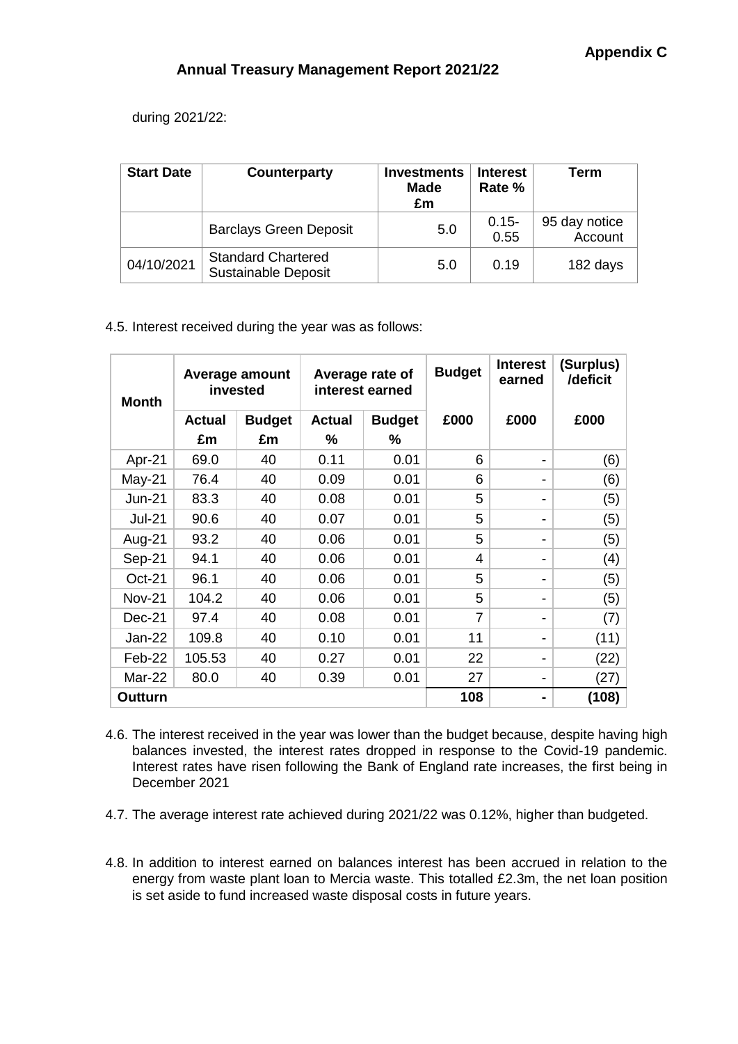during 2021/22:

| Start Date | Counterparty | Investments Made £m | Interest Rate % | Term |
|---|---|---|---|---|
| | Barclays Green Deposit | 5.0 | 0.15-0.55 | 95 day notice Account |
| 04/10/2021 | Standard Chartered Sustainable Deposit | 5.0 | 0.19 | 182 days |

4.5. Interest received during the year was as follows:

| Month | Average amount invested | | Average rate of interest earned | | Budget | Interest earned | (Surplus) /deficit |
|---|---|---|---|---|---|---|---|
| | Actual £m | Budget £m | Actual % | Budget % | £000 | £000 | £000 |
| Apr-21 | 69.0 | 40 | 0.11 | 0.01 | 6 | - | (6) |
| May-21 | 76.4 | 40 | 0.09 | 0.01 | 6 | - | (6) |
| Jun-21 | 83.3 | 40 | 0.08 | 0.01 | 5 | - | (5) |
| Jul-21 | 90.6 | 40 | 0.07 | 0.01 | 5 | - | (5) |
| Aug-21 | 93.2 | 40 | 0.06 | 0.01 | 5 | - | (5) |
| Sep-21 | 94.1 | 40 | 0.06 | 0.01 | 4 | - | (4) |
| Oct-21 | 96.1 | 40 | 0.06 | 0.01 | 5 | - | (5) |
| Nov-21 | 104.2 | 40 | 0.06 | 0.01 | 5 | - | (5) |
| Dec-21 | 97.4 | 40 | 0.08 | 0.01 | 7 | - | (7) |
| Jan-22 | 109.8 | 40 | 0.10 | 0.01 | 11 | - | (11) |
| Feb-22 | 105.53 | 40 | 0.27 | 0.01 | 22 | - | (22) |
| Mar-22 | 80.0 | 40 | 0.39 | 0.01 | 27 | - | (27) |
| **Outturn** | | | | | **108** | **-** | **(108)** |

4.6. The interest received in the year was lower than the budget because, despite having high balances invested, the interest rates dropped in response to the Covid-19 pandemic. Interest rates have risen following the Bank of England rate increases, the first being in December 2021

4.7. The average interest rate achieved during 2021/22 was 0.12%, higher than budgeted.

4.8. In addition to interest earned on balances interest has been accrued in relation to the energy from waste plant loan to Mercia waste. This totalled £2.3m, the net loan position is set aside to fund increased waste disposal costs in future years.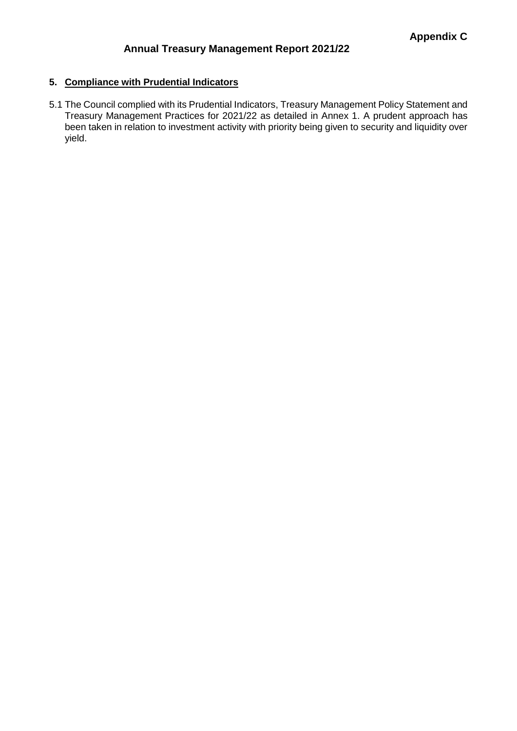**Appendix C**

## Annual Treasury Management Report 2021/22

### 5. Compliance with Prudential Indicators

5.1 The Council complied with its Prudential Indicators, Treasury Management Policy Statement and Treasury Management Practices for 2021/22 as detailed in Annex 1. A prudent approach has been taken in relation to investment activity with priority being given to security and liquidity over yield.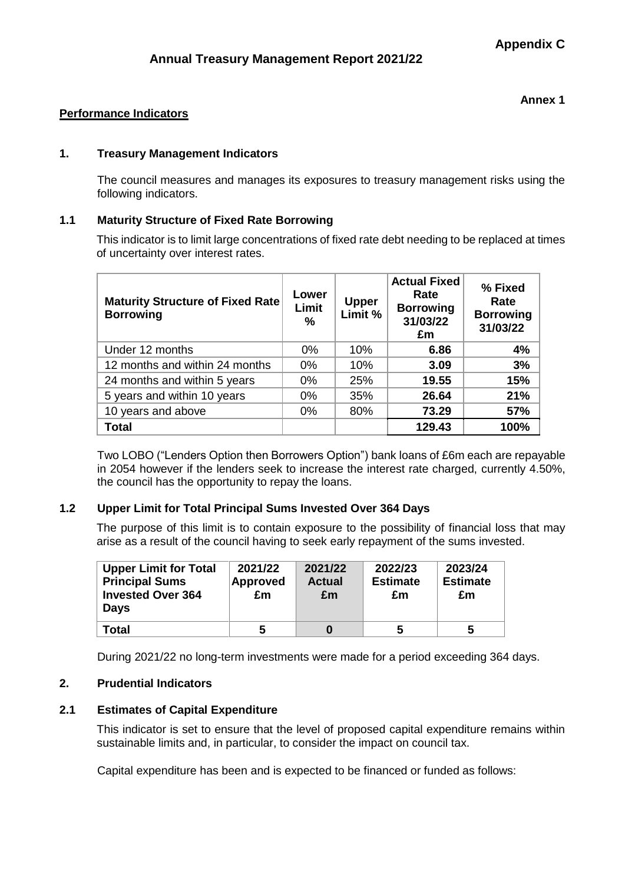**Appendix C**

# Annual Treasury Management Report 2021/22

**Annex 1**

**Performance Indicators**

## 1. Treasury Management Indicators

The council measures and manages its exposures to treasury management risks using the following indicators.

### 1.1 Maturity Structure of Fixed Rate Borrowing

This indicator is to limit large concentrations of fixed rate debt needing to be replaced at times of uncertainty over interest rates.

| Maturity Structure of Fixed Rate Borrowing | Lower Limit % | Upper Limit % | Actual Fixed Rate Borrowing 31/03/22 £m | % Fixed Rate Borrowing 31/03/22 |
|---|---|---|---|---|
| Under 12 months | 0% | 10% | **6.86** | **4%** |
| 12 months and within 24 months | 0% | 10% | **3.09** | **3%** |
| 24 months and within 5 years | 0% | 25% | **19.55** | **15%** |
| 5 years and within 10 years | 0% | 35% | **26.64** | **21%** |
| 10 years and above | 0% | 80% | **73.29** | **57%** |
| **Total** | | | **129.43** | **100%** |

Two LOBO ("Lenders Option then Borrowers Option") bank loans of £6m each are repayable in 2054 however if the lenders seek to increase the interest rate charged, currently 4.50%, the council has the opportunity to repay the loans.

### 1.2 Upper Limit for Total Principal Sums Invested Over 364 Days

The purpose of this limit is to contain exposure to the possibility of financial loss that may arise as a result of the council having to seek early repayment of the sums invested.

| Upper Limit for Total Principal Sums Invested Over 364 Days | 2021/22 Approved £m | 2021/22 Actual £m | 2022/23 Estimate £m | 2023/24 Estimate £m |
|---|---|---|---|---|
| **Total** | **5** | **0** | **5** | **5** |

During 2021/22 no long-term investments were made for a period exceeding 364 days.

## 2. Prudential Indicators

### 2.1 Estimates of Capital Expenditure

This indicator is set to ensure that the level of proposed capital expenditure remains within sustainable limits and, in particular, to consider the impact on council tax.

Capital expenditure has been and is expected to be financed or funded as follows: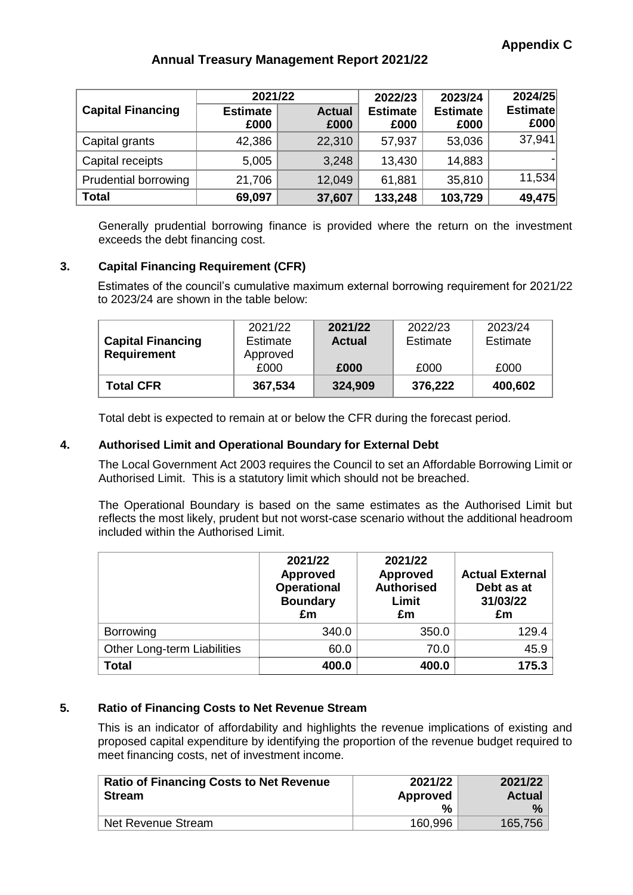**Appendix C**

# Annual Treasury Management Report 2021/22

| Capital Financing | 2021/22 | | 2022/23 | 2023/24 | 2024/25 |
|---|---|---|---|---|---|
| | **Estimate £000** | **Actual £000** | **Estimate £000** | **Estimate £000** | **Estimate £000** |
| Capital grants | 42,386 | 22,310 | 57,937 | 53,036 | 37,941 |
| Capital receipts | 5,005 | 3,248 | 13,430 | 14,883 | - |
| Prudential borrowing | 21,706 | 12,049 | 61,881 | 35,810 | 11,534 |
| **Total** | **69,097** | **37,607** | **133,248** | **103,729** | **49,475** |

Generally prudential borrowing finance is provided where the return on the investment exceeds the debt financing cost.

## 3. Capital Financing Requirement (CFR)

Estimates of the council's cumulative maximum external borrowing requirement for 2021/22 to 2023/24 are shown in the table below:

| Capital Financing Requirement | 2021/22 Estimate Approved £000 | **2021/22 Actual £000** | 2022/23 Estimate £000 | 2023/24 Estimate £000 |
|---|---|---|---|---|
| **Total CFR** | **367,534** | **324,909** | **376,222** | **400,602** |

Total debt is expected to remain at or below the CFR during the forecast period.

## 4. Authorised Limit and Operational Boundary for External Debt

The Local Government Act 2003 requires the Council to set an Affordable Borrowing Limit or Authorised Limit. This is a statutory limit which should not be breached.

The Operational Boundary is based on the same estimates as the Authorised Limit but reflects the most likely, prudent but not worst-case scenario without the additional headroom included within the Authorised Limit.

| | **2021/22 Approved Operational Boundary £m** | **2021/22 Approved Authorised Limit £m** | **Actual External Debt as at 31/03/22 £m** |
|---|---|---|---|
| Borrowing | 340.0 | 350.0 | 129.4 |
| Other Long-term Liabilities | 60.0 | 70.0 | 45.9 |
| **Total** | **400.0** | **400.0** | **175.3** |

## 5. Ratio of Financing Costs to Net Revenue Stream

This is an indicator of affordability and highlights the revenue implications of existing and proposed capital expenditure by identifying the proportion of the revenue budget required to meet financing costs, net of investment income.

| **Ratio of Financing Costs to Net Revenue Stream** | **2021/22 Approved %** | **2021/22 Actual %** |
|---|---|---|
| Net Revenue Stream | 160,996 | 165,756 |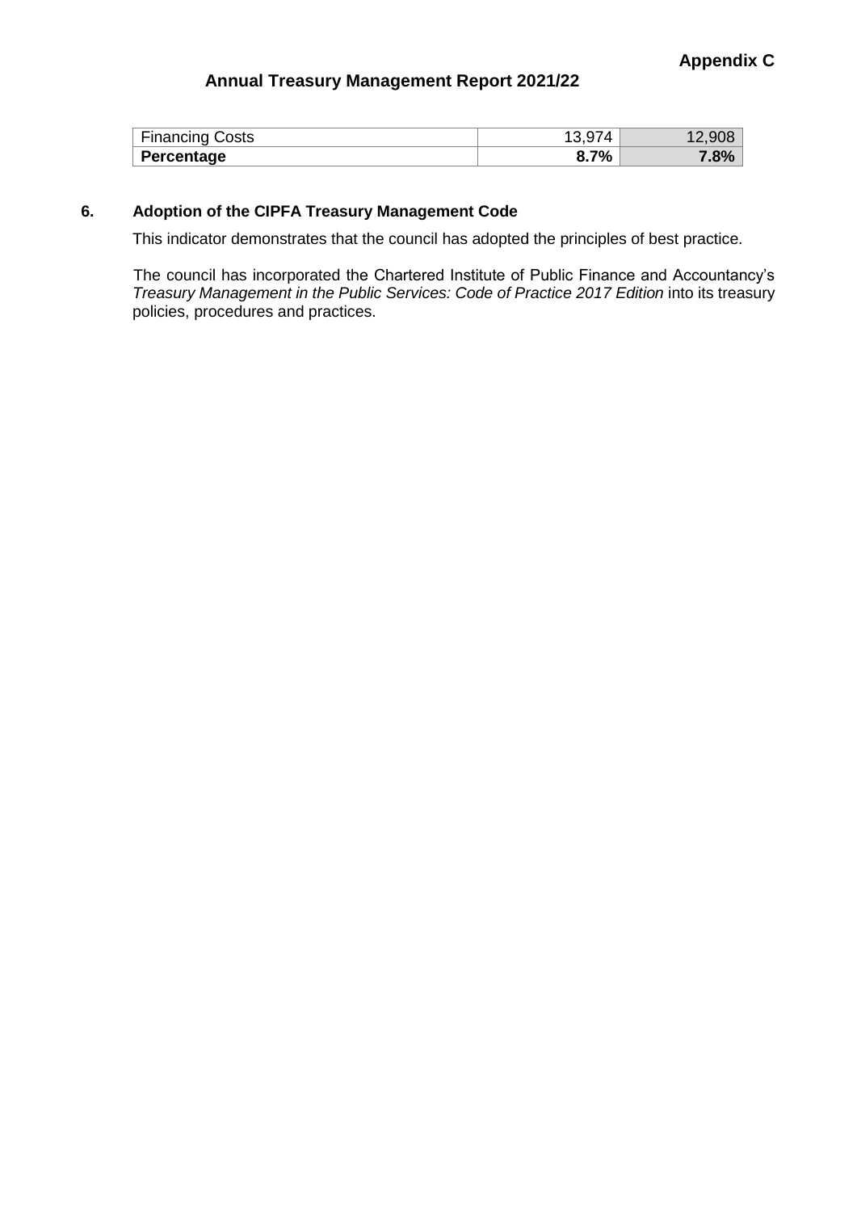**Appendix C**

## Annual Treasury Management Report 2021/22

| | | |
|---|---|---|
| Financing Costs | 13,974 | 12,908 |
| **Percentage** | **8.7%** | **7.8%** |

### 6. Adoption of the CIPFA Treasury Management Code

This indicator demonstrates that the council has adopted the principles of best practice.

The council has incorporated the Chartered Institute of Public Finance and Accountancy's *Treasury Management in the Public Services: Code of Practice 2017 Edition* into its treasury policies, procedures and practices.